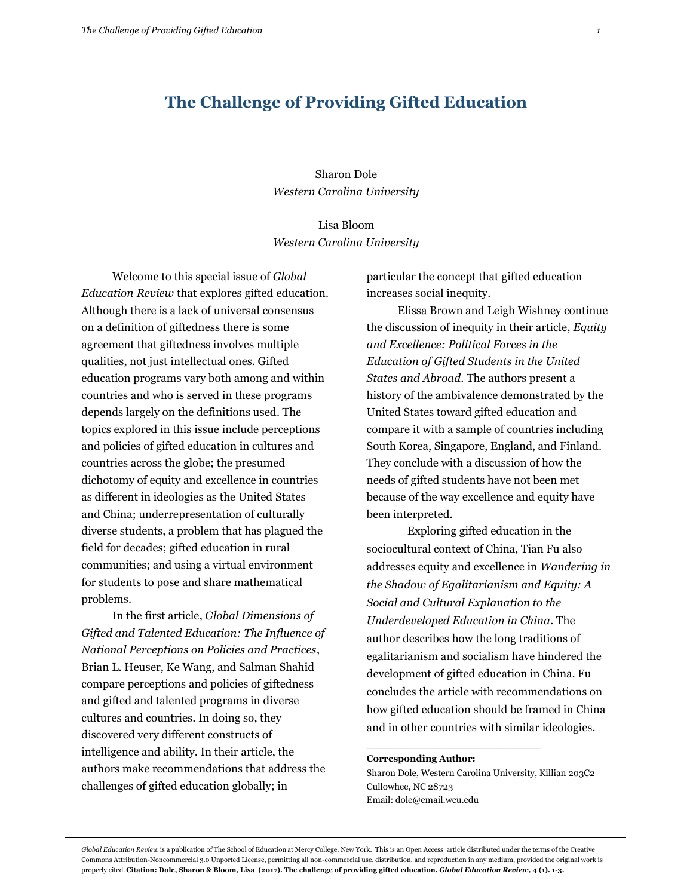# The Challenge of Providing Gifted Education

Sharon Dole
*Western Carolina University*

Lisa Bloom
*Western Carolina University*

Welcome to this special issue of *Global Education Review* that explores gifted education. Although there is a lack of universal consensus on a definition of giftedness there is some agreement that giftedness involves multiple qualities, not just intellectual ones. Gifted education programs vary both among and within countries and who is served in these programs depends largely on the definitions used. The topics explored in this issue include perceptions and policies of gifted education in cultures and countries across the globe; the presumed dichotomy of equity and excellence in countries as different in ideologies as the United States and China; underrepresentation of culturally diverse students, a problem that has plagued the field for decades; gifted education in rural communities; and using a virtual environment for students to pose and share mathematical problems.

In the first article, *Global Dimensions of Gifted and Talented Education: The Influence of National Perceptions on Policies and Practices*, Brian L. Heuser, Ke Wang, and Salman Shahid compare perceptions and policies of giftedness and gifted and talented programs in diverse cultures and countries. In doing so, they discovered very different constructs of intelligence and ability. In their article, the authors make recommendations that address the challenges of gifted education globally; in particular the concept that gifted education increases social inequity.

Elissa Brown and Leigh Wishney continue the discussion of inequity in their article, *Equity and Excellence: Political Forces in the Education of Gifted Students in the United States and Abroad*. The authors present a history of the ambivalence demonstrated by the United States toward gifted education and compare it with a sample of countries including South Korea, Singapore, England, and Finland. They conclude with a discussion of how the needs of gifted students have not been met because of the way excellence and equity have been interpreted.

Exploring gifted education in the sociocultural context of China, Tian Fu also addresses equity and excellence in *Wandering in the Shadow of Egalitarianism and Equity: A Social and Cultural Explanation to the Underdeveloped Education in China*. The author describes how the long traditions of egalitarianism and socialism have hindered the development of gifted education in China. Fu concludes the article with recommendations on how gifted education should be framed in China and in other countries with similar ideologies.

---

**Corresponding Author:**
Sharon Dole, Western Carolina University, Killian 203C2
Cullowhee, NC 28723
Email: dole@email.wcu.edu

*Global Education Review* is a publication of The School of Education at Mercy College, New York. This is an Open Access article distributed under the terms of the Creative Commons Attribution-Noncommercial 3.0 Unported License, permitting all non-commercial use, distribution, and reproduction in any medium, provided the original work is properly cited. **Citation: Dole, Sharon & Bloom, Lisa (2017). The challenge of providing gifted education. *Global Education Review*, 4 (1). 1-3.**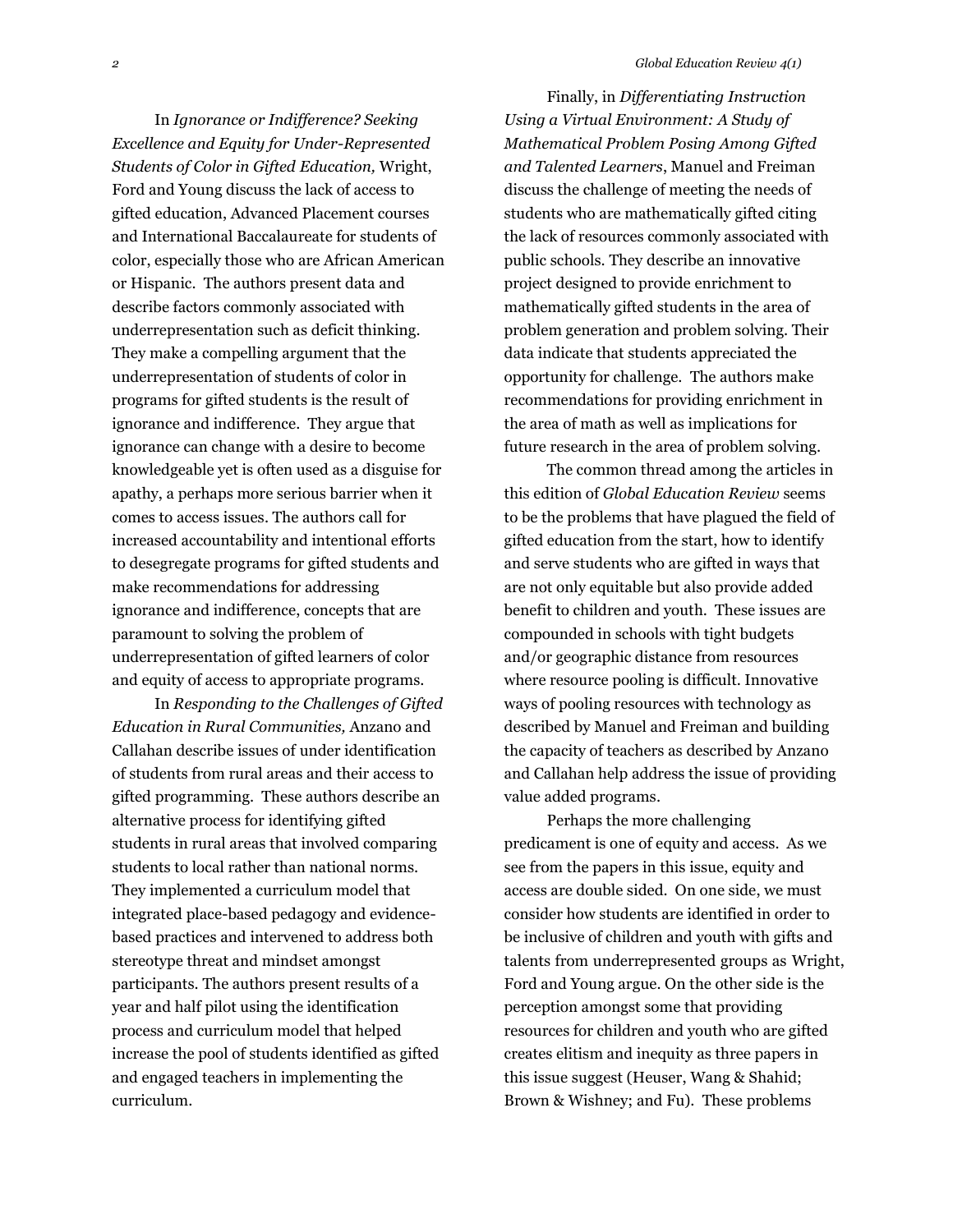In *Ignorance or Indifference? Seeking Excellence and Equity for Under-Represented Students of Color in Gifted Education,* Wright, Ford and Young discuss the lack of access to gifted education, Advanced Placement courses and International Baccalaureate for students of color, especially those who are African American or Hispanic. The authors present data and describe factors commonly associated with underrepresentation such as deficit thinking. They make a compelling argument that the underrepresentation of students of color in programs for gifted students is the result of ignorance and indifference. They argue that ignorance can change with a desire to become knowledgeable yet is often used as a disguise for apathy, a perhaps more serious barrier when it comes to access issues. The authors call for increased accountability and intentional efforts to desegregate programs for gifted students and make recommendations for addressing ignorance and indifference, concepts that are paramount to solving the problem of underrepresentation of gifted learners of color and equity of access to appropriate programs.

In *Responding to the Challenges of Gifted Education in Rural Communities,* Anzano and Callahan describe issues of under identification of students from rural areas and their access to gifted programming. These authors describe an alternative process for identifying gifted students in rural areas that involved comparing students to local rather than national norms. They implemented a curriculum model that integrated place-based pedagogy and evidence-based practices and intervened to address both stereotype threat and mindset amongst participants. The authors present results of a year and half pilot using the identification process and curriculum model that helped increase the pool of students identified as gifted and engaged teachers in implementing the curriculum.

Finally, in *Differentiating Instruction Using a Virtual Environment: A Study of Mathematical Problem Posing Among Gifted and Talented Learners*, Manuel and Freiman discuss the challenge of meeting the needs of students who are mathematically gifted citing the lack of resources commonly associated with public schools. They describe an innovative project designed to provide enrichment to mathematically gifted students in the area of problem generation and problem solving. Their data indicate that students appreciated the opportunity for challenge. The authors make recommendations for providing enrichment in the area of math as well as implications for future research in the area of problem solving.

The common thread among the articles in this edition of *Global Education Review* seems to be the problems that have plagued the field of gifted education from the start, how to identify and serve students who are gifted in ways that are not only equitable but also provide added benefit to children and youth. These issues are compounded in schools with tight budgets and/or geographic distance from resources where resource pooling is difficult. Innovative ways of pooling resources with technology as described by Manuel and Freiman and building the capacity of teachers as described by Anzano and Callahan help address the issue of providing value added programs.

Perhaps the more challenging predicament is one of equity and access. As we see from the papers in this issue, equity and access are double sided. On one side, we must consider how students are identified in order to be inclusive of children and youth with gifts and talents from underrepresented groups as Wright, Ford and Young argue. On the other side is the perception amongst some that providing resources for children and youth who are gifted creates elitism and inequity as three papers in this issue suggest (Heuser, Wang & Shahid; Brown & Wishney; and Fu). These problems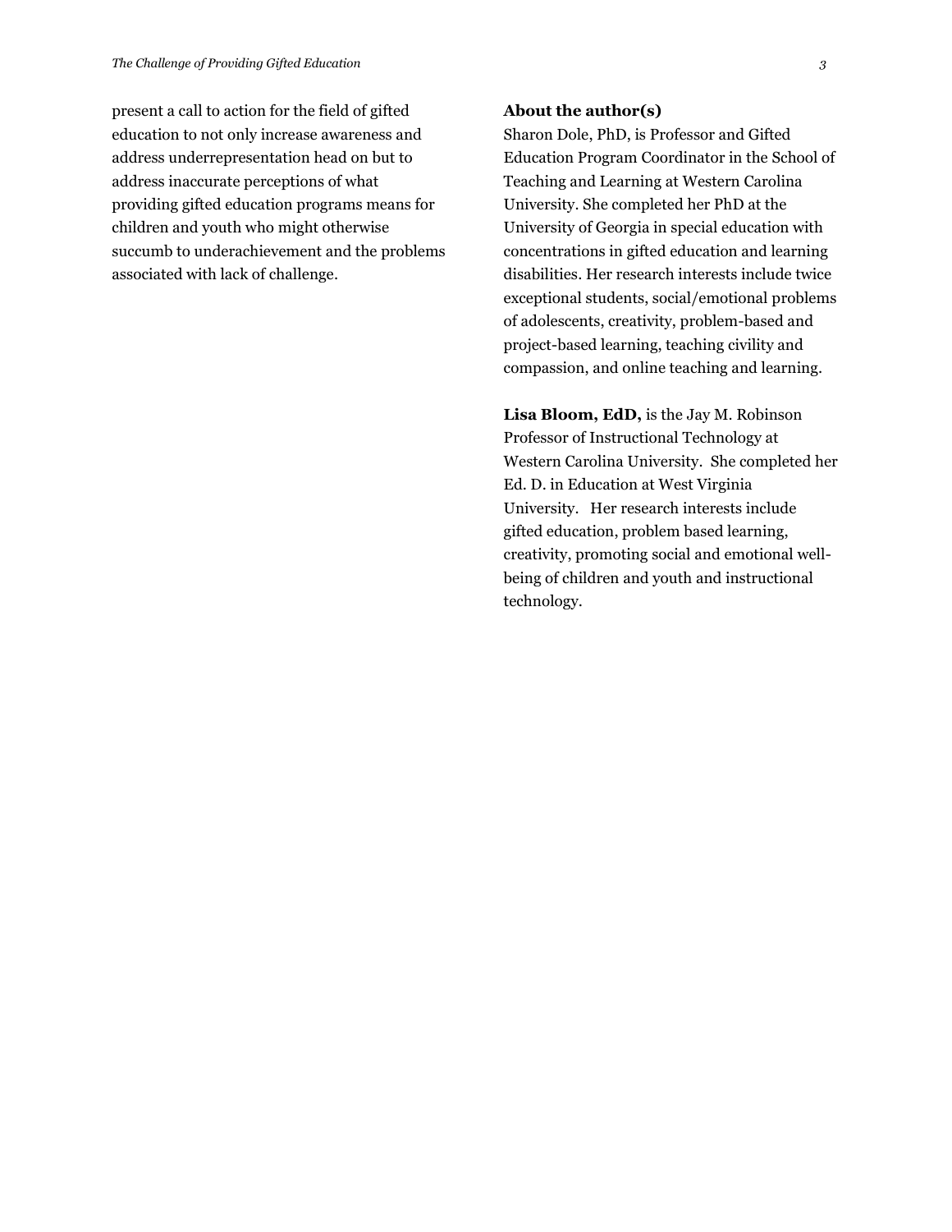present a call to action for the field of gifted education to not only increase awareness and address underrepresentation head on but to address inaccurate perceptions of what providing gifted education programs means for children and youth who might otherwise succumb to underachievement and the problems associated with lack of challenge.

**About the author(s)**

Sharon Dole, PhD, is Professor and Gifted Education Program Coordinator in the School of Teaching and Learning at Western Carolina University. She completed her PhD at the University of Georgia in special education with concentrations in gifted education and learning disabilities. Her research interests include twice exceptional students, social/emotional problems of adolescents, creativity, problem-based and project-based learning, teaching civility and compassion, and online teaching and learning.

**Lisa Bloom, EdD,** is the Jay M. Robinson Professor of Instructional Technology at Western Carolina University. She completed her Ed. D. in Education at West Virginia University. Her research interests include gifted education, problem based learning, creativity, promoting social and emotional well-being of children and youth and instructional technology.